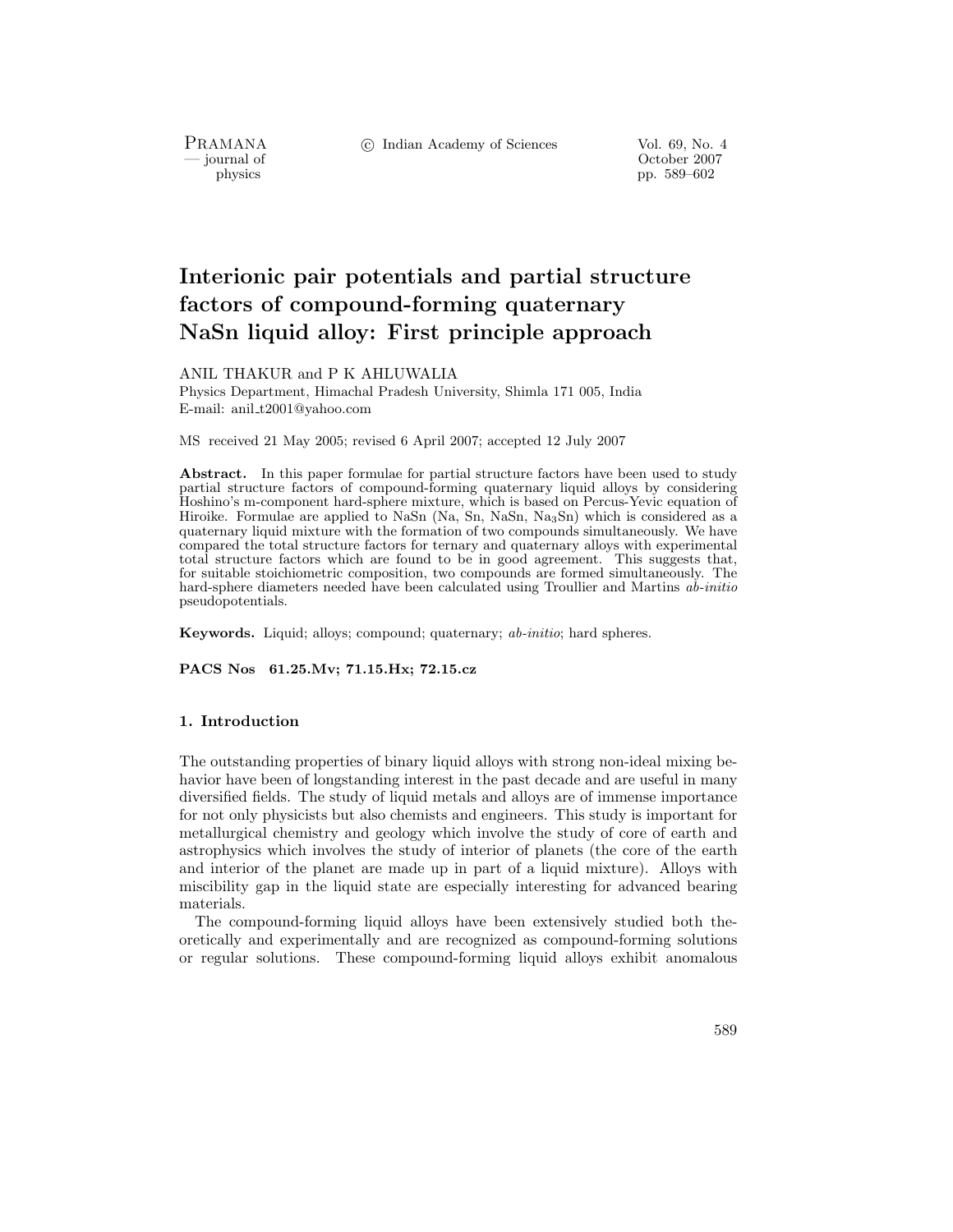# Interionic pair potentials and partial structure factors of compound-forming quaternary NaSn liquid alloy: First principle approach

ANIL THAKUR and P K AHLUWALIA
Physics Department, Himachal Pradesh University, Shimla 171 005, India
E-mail: anil_t2001@yahoo.com

MS received 21 May 2005; revised 6 April 2007; accepted 12 July 2007

**Abstract.** In this paper formulae for partial structure factors have been used to study partial structure factors of compound-forming quaternary liquid alloys by considering Hoshino's m-component hard-sphere mixture, which is based on Percus-Yevic equation of Hiroike. Formulae are applied to NaSn (Na, Sn, NaSn, $Na_3Sn$) which is considered as a quaternary liquid mixture with the formation of two compounds simultaneously. We have compared the total structure factors for ternary and quaternary alloys with experimental total structure factors which are found to be in good agreement. This suggests that, for suitable stoichiometric composition, two compounds are formed simultaneously. The hard-sphere diameters needed have been calculated using Troullier and Martins *ab-initio* pseudopotentials.

**Keywords.** Liquid; alloys; compound; quaternary; *ab-initio*; hard spheres.

**PACS Nos 61.25.Mv; 71.15.Hx; 72.15.cz**

## 1. Introduction

The outstanding properties of binary liquid alloys with strong non-ideal mixing behavior have been of longstanding interest in the past decade and are useful in many diversified fields. The study of liquid metals and alloys are of immense importance for not only physicists but also chemists and engineers. This study is important for metallurgical chemistry and geology which involve the study of core of earth and astrophysics which involves the study of interior of planets (the core of the earth and interior of the planet are made up in part of a liquid mixture). Alloys with miscibility gap in the liquid state are especially interesting for advanced bearing materials.

The compound-forming liquid alloys have been extensively studied both theoretically and experimentally and are recognized as compound-forming solutions or regular solutions. These compound-forming liquid alloys exhibit anomalous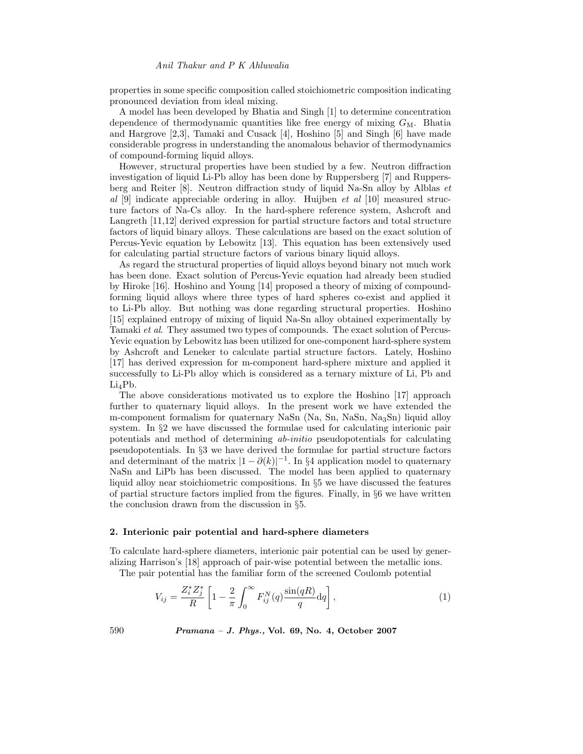properties in some specific composition called stoichiometric composition indicating pronounced deviation from ideal mixing.

A model has been developed by Bhatia and Singh [1] to determine concentration dependence of thermodynamic quantities like free energy of mixing $G_{\mathrm{M}}$. Bhatia and Hargrove [2,3], Tamaki and Cusack [4], Hoshino [5] and Singh [6] have made considerable progress in understanding the anomalous behavior of thermodynamics of compound-forming liquid alloys.

However, structural properties have been studied by a few. Neutron diffraction investigation of liquid Li-Pb alloy has been done by Ruppersberg [7] and Ruppersberg and Reiter [8]. Neutron diffraction study of liquid Na-Sn alloy by Alblas *et al* [9] indicate appreciable ordering in alloy. Huijben *et al* [10] measured structure factors of Na-Cs alloy. In the hard-sphere reference system, Ashcroft and Langreth [11,12] derived expression for partial structure factors and total structure factors of liquid binary alloys. These calculations are based on the exact solution of Percus-Yevic equation by Lebowitz [13]. This equation has been extensively used for calculating partial structure factors of various binary liquid alloys.

As regard the structural properties of liquid alloys beyond binary not much work has been done. Exact solution of Percus-Yevic equation had already been studied by Hiroke [16]. Hoshino and Young [14] proposed a theory of mixing of compound-forming liquid alloys where three types of hard spheres co-exist and applied it to Li-Pb alloy. But nothing was done regarding structural properties. Hoshino [15] explained entropy of mixing of liquid Na-Sn alloy obtained experimentally by Tamaki *et al*. They assumed two types of compounds. The exact solution of Percus-Yevic equation by Lebowitz has been utilized for one-component hard-sphere system by Ashcroft and Leneker to calculate partial structure factors. Lately, Hoshino [17] has derived expression for m-component hard-sphere mixture and applied it successfully to Li-Pb alloy which is considered as a ternary mixture of Li, Pb and $Li_4Pb$.

The above considerations motivated us to explore the Hoshino [17] approach further to quaternary liquid alloys. In the present work we have extended the m-component formalism for quaternary NaSn (Na, Sn, NaSn, $Na_3Sn$) liquid alloy system. In §2 we have discussed the formulae used for calculating interionic pair potentials and method of determining *ab-initio* pseudopotentials for calculating pseudopotentials. In §3 we have derived the formulae for partial structure factors and determinant of the matrix $|1 - \partial(k)|^{-1}$. In §4 application model to quaternary NaSn and LiPb has been discussed. The model has been applied to quaternary liquid alloy near stoichiometric compositions. In §5 we have discussed the features of partial structure factors implied from the figures. Finally, in §6 we have written the conclusion drawn from the discussion in §5.

## 2. Interionic pair potential and hard-sphere diameters

To calculate hard-sphere diameters, interionic pair potential can be used by generalizing Harrison's [18] approach of pair-wise potential between the metallic ions.

The pair potential has the familiar form of the screened Coulomb potential

$$V_{ij} = \frac{Z_i^* Z_j^*}{R} \left[ 1 - \frac{2}{\pi} \int_0^\infty F_{ij}^N(q) \frac{\sin(qR)}{q} \mathrm{d}q \right], \tag{1}$$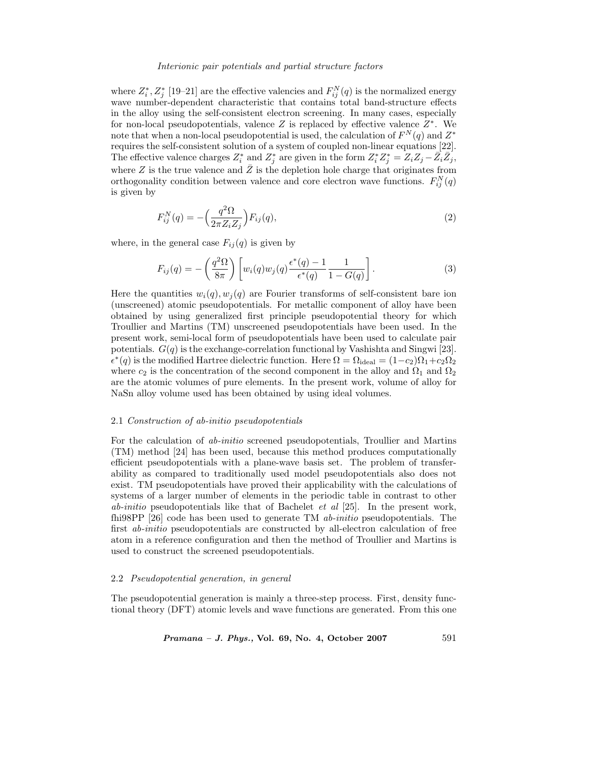where $Z_i^*, Z_j^*$ [19–21] are the effective valencies and $F_{ij}^N(q)$ is the normalized energy wave number-dependent characteristic that contains total band-structure effects in the alloy using the self-consistent electron screening. In many cases, especially for non-local pseudopotentials, valence $Z$ is replaced by effective valence $Z^*$. We note that when a non-local pseudopotential is used, the calculation of $F^N(q)$ and $Z^*$ requires the self-consistent solution of a system of coupled non-linear equations [22]. The effective valence charges $Z_i^*$ and $Z_j^*$ are given in the form $Z_i^* Z_j^* = Z_i Z_j - \bar{Z}_i \bar{Z}_j$, where $Z$ is the true valence and $\bar{Z}$ is the depletion hole charge that originates from orthogonality condition between valence and core electron wave functions. $F_{ij}^N(q)$ is given by

$$F_{ij}^N(q) = -\Big(\frac{q^2 \Omega}{2\pi Z_i Z_j}\Big) F_{ij}(q), \tag{2}$$

where, in the general case $F_{ij}(q)$ is given by

$$F_{ij}(q) = -\left(\frac{q^2 \Omega}{8\pi}\right) \left[ w_i(q) w_j(q) \frac{\epsilon^*(q) - 1}{\epsilon^*(q)} \frac{1}{1 - G(q)} \right]. \tag{3}$$

Here the quantities $w_i(q), w_j(q)$ are Fourier transforms of self-consistent bare ion (unscreened) atomic pseudopotentials. For metallic component of alloy have been obtained by using generalized first principle pseudopotential theory for which Troullier and Martins (TM) unscreened pseudopotentials have been used. In the present work, semi-local form of pseudopotentials have been used to calculate pair potentials. $G(q)$ is the exchange-correlation functional by Vashishta and Singwi [23]. $\epsilon^*(q)$ is the modified Hartree dielectric function. Here $\Omega = \Omega_{\text{ideal}} = (1 - c_2)\Omega_1 + c_2 \Omega_2$ where $c_2$ is the concentration of the second component in the alloy and $\Omega_1$ and $\Omega_2$ are the atomic volumes of pure elements. In the present work, volume of alloy for NaSn alloy volume used has been obtained by using ideal volumes.

### 2.1 *Construction of ab-initio pseudopotentials*

For the calculation of *ab-initio* screened pseudopotentials, Troullier and Martins (TM) method [24] has been used, because this method produces computationally efficient pseudopotentials with a plane-wave basis set. The problem of transferability as compared to traditionally used model pseudopotentials also does not exist. TM pseudopotentials have proved their applicability with the calculations of systems of a larger number of elements in the periodic table in contrast to other *ab-initio* pseudopotentials like that of Bachelet *et al* [25]. In the present work, fhi98PP [26] code has been used to generate TM *ab-initio* pseudopotentials. The first *ab-initio* pseudopotentials are constructed by all-electron calculation of free atom in a reference configuration and then the method of Troullier and Martins is used to construct the screened pseudopotentials.

### 2.2 *Pseudopotential generation, in general*

The pseudopotential generation is mainly a three-step process. First, density functional theory (DFT) atomic levels and wave functions are generated. From this one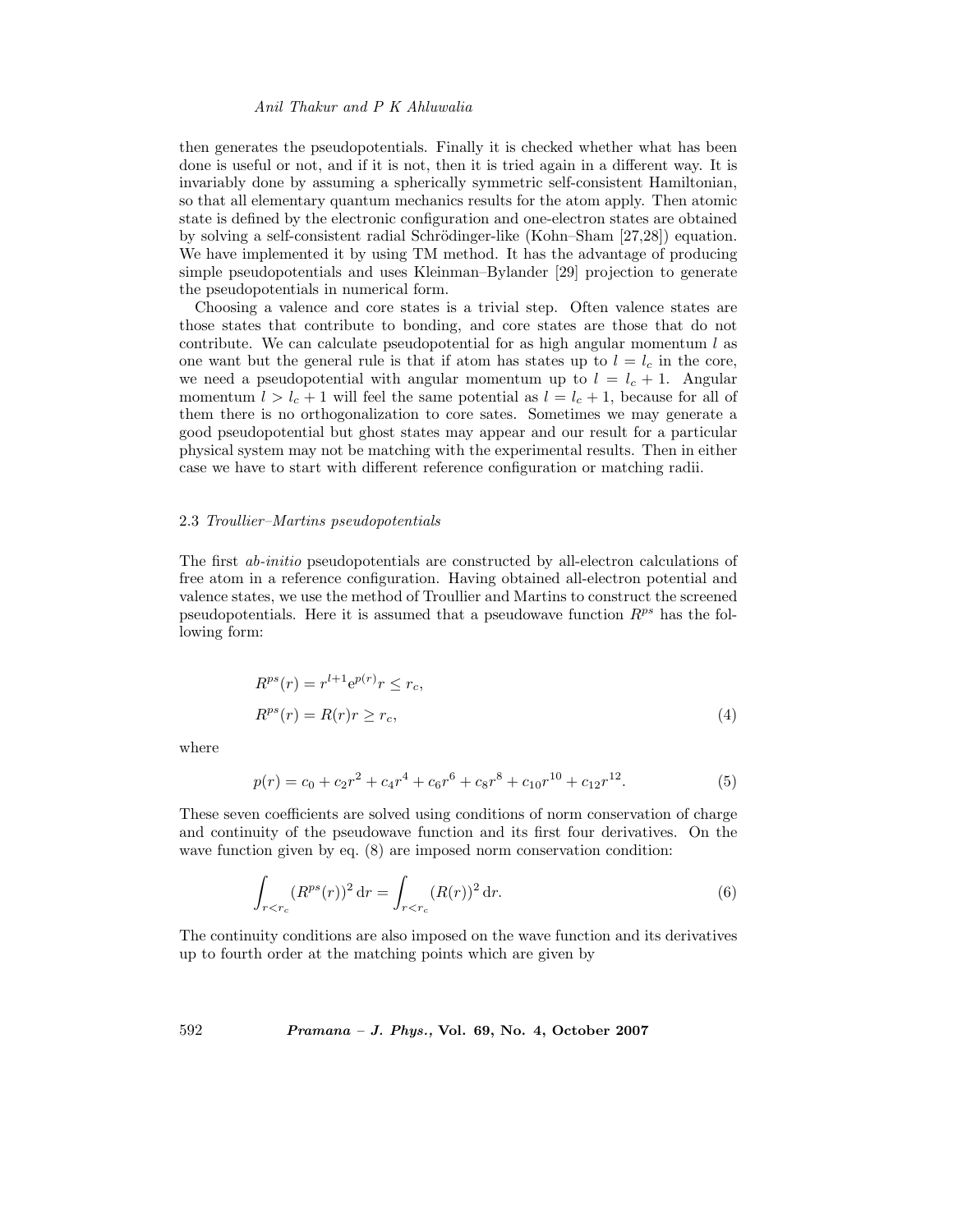then generates the pseudopotentials. Finally it is checked whether what has been done is useful or not, and if it is not, then it is tried again in a different way. It is invariably done by assuming a spherically symmetric self-consistent Hamiltonian, so that all elementary quantum mechanics results for the atom apply. Then atomic state is defined by the electronic configuration and one-electron states are obtained by solving a self-consistent radial Schrödinger-like (Kohn–Sham [27,28]) equation. We have implemented it by using TM method. It has the advantage of producing simple pseudopotentials and uses Kleinman–Bylander [29] projection to generate the pseudopotentials in numerical form.

Choosing a valence and core states is a trivial step. Often valence states are those states that contribute to bonding, and core states are those that do not contribute. We can calculate pseudopotential for as high angular momentum $l$ as one want but the general rule is that if atom has states up to $l = l_c$ in the core, we need a pseudopotential with angular momentum up to $l = l_c + 1$. Angular momentum $l > l_c + 1$ will feel the same potential as $l = l_c + 1$, because for all of them there is no orthogonalization to core sates. Sometimes we may generate a good pseudopotential but ghost states may appear and our result for a particular physical system may not be matching with the experimental results. Then in either case we have to start with different reference configuration or matching radii.

### 2.3 *Troullier–Martins pseudopotentials*

The first *ab-initio* pseudopotentials are constructed by all-electron calculations of free atom in a reference configuration. Having obtained all-electron potential and valence states, we use the method of Troullier and Martins to construct the screened pseudopotentials. Here it is assumed that a pseudowave function $R^{ps}$ has the following form:

$$R^{ps}(r) = r^{l+1} \mathrm{e}^{p(r)} r \leq r_c,$$
$$R^{ps}(r) = R(r) r \geq r_c, \tag{4}$$

where

$$p(r) = c_0 + c_2 r^2 + c_4 r^4 + c_6 r^6 + c_8 r^8 + c_{10} r^{10} + c_{12} r^{12}. \tag{5}$$

These seven coefficients are solved using conditions of norm conservation of charge and continuity of the pseudowave function and its first four derivatives. On the wave function given by eq. (8) are imposed norm conservation condition:

$$\int_{r<r_c} (R^{ps}(r))^2 \, \mathrm{d}r = \int_{r<r_c} (R(r))^2 \, \mathrm{d}r. \tag{6}$$

The continuity conditions are also imposed on the wave function and its derivatives up to fourth order at the matching points which are given by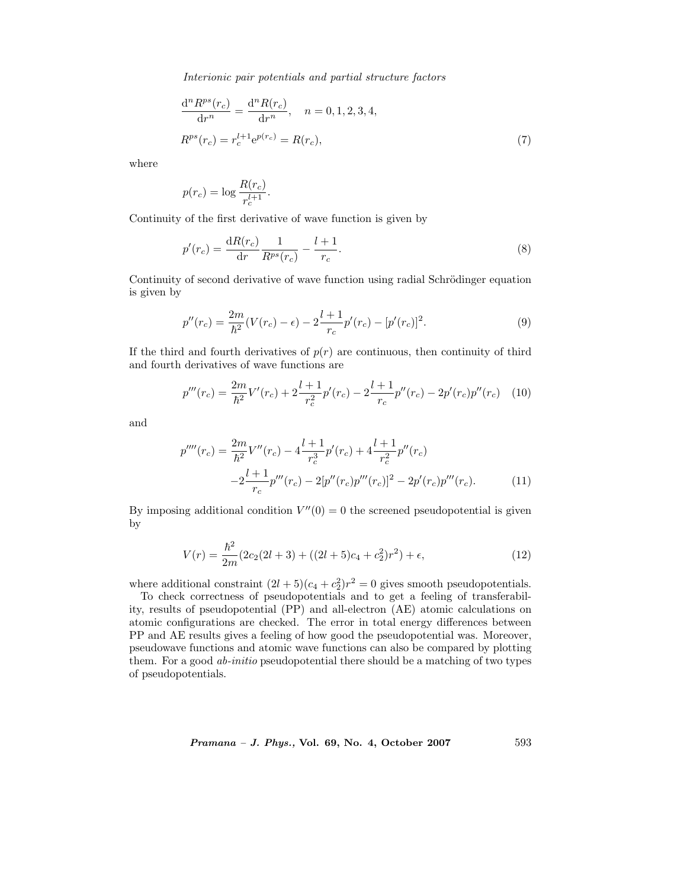$$\frac{\mathrm{d}^n R^{ps}(r_c)}{\mathrm{d}r^n} = \frac{\mathrm{d}^n R(r_c)}{\mathrm{d}r^n}, \quad n = 0, 1, 2, 3, 4,$$

$$R^{ps}(r_c) = r_c^{l+1} \mathrm{e}^{p(r_c)} = R(r_c), \tag{7}$$

where

$$p(r_c) = \log \frac{R(r_c)}{r_c^{l+1}}.$$

Continuity of the first derivative of wave function is given by

$$p'(r_c) = \frac{\mathrm{d}R(r_c)}{\mathrm{d}r} \frac{1}{R^{ps}(r_c)} - \frac{l+1}{r_c}. \tag{8}$$

Continuity of second derivative of wave function using radial Schrödinger equation is given by

$$p''(r_c) = \frac{2m}{\hbar^2}(V(r_c) - \epsilon) - 2\frac{l+1}{r_c} p'(r_c) - [p'(r_c)]^2. \tag{9}$$

If the third and fourth derivatives of $p(r)$ are continuous, then continuity of third and fourth derivatives of wave functions are

$$p'''(r_c) = \frac{2m}{\hbar^2} V'(r_c) + 2\frac{l+1}{r_c^2} p'(r_c) - 2\frac{l+1}{r_c} p''(r_c) - 2p'(r_c)p''(r_c) \tag{10}$$

and

$$p''''(r_c) = \frac{2m}{\hbar^2} V''(r_c) - 4\frac{l+1}{r_c^3} p'(r_c) + 4\frac{l+1}{r_c^2} p''(r_c) - 2\frac{l+1}{r_c} p'''(r_c) - 2[p''(r_c)p'''(r_c)]^2 - 2p'(r_c)p'''(r_c). \tag{11}$$

By imposing additional condition $V''(0) = 0$ the screened pseudopotential is given by

$$V(r) = \frac{\hbar^2}{2m}(2c_2(2l+3) + ((2l+5)c_4 + c_2^2)r^2) + \epsilon, \tag{12}$$

where additional constraint $(2l+5)(c_4 + c_2^2)r^2 = 0$ gives smooth pseudopotentials.

To check correctness of pseudopotentials and to get a feeling of transferability, results of pseudopotential (PP) and all-electron (AE) atomic calculations on atomic configurations are checked. The error in total energy differences between PP and AE results gives a feeling of how good the pseudopotential was. Moreover, pseudowave functions and atomic wave functions can also be compared by plotting them. For a good *ab-initio* pseudopotential there should be a matching of two types of pseudopotentials.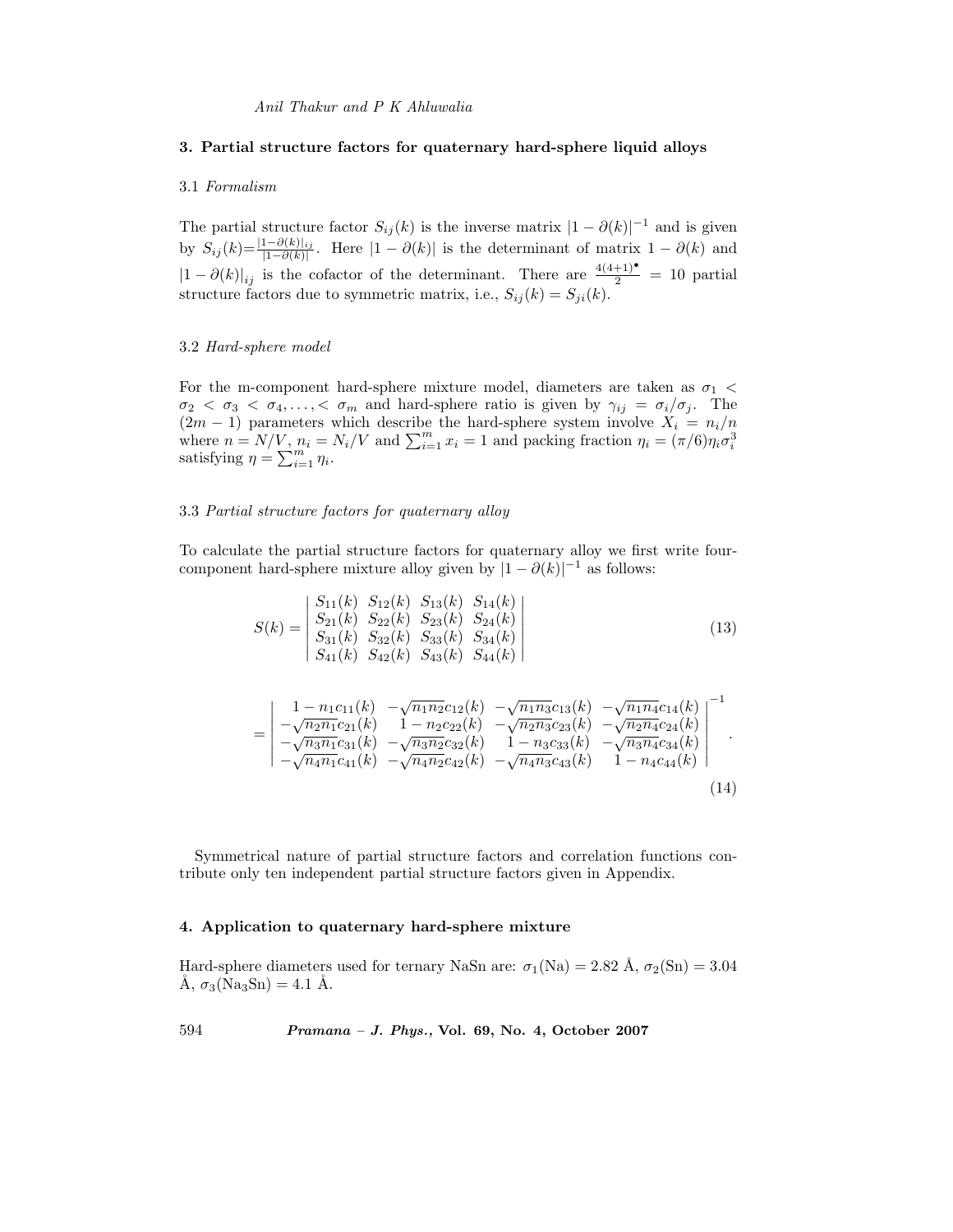## 3. Partial structure factors for quaternary hard-sphere liquid alloys

### 3.1 *Formalism*

The partial structure factor $S_{ij}(k)$ is the inverse matrix $|1 - \partial(k)|^{-1}$ and is given by $S_{ij}(k) = \frac{|1-\partial(k)|_{ij}}{|1-\partial(k)|}$. Here $|1 - \partial(k)|$ is the determinant of matrix $1 - \partial(k)$ and $|1 - \partial(k)|_{ij}$ is the cofactor of the determinant. There are $\frac{4(4+1)^{\bullet}}{2} = 10$ partial structure factors due to symmetric matrix, i.e., $S_{ij}(k) = S_{ji}(k)$.

### 3.2 *Hard-sphere model*

For the m-component hard-sphere mixture model, diameters are taken as $\sigma_1 < \sigma_2 < \sigma_3 < \sigma_4, \ldots, < \sigma_m$ and hard-sphere ratio is given by $\gamma_{ij} = \sigma_i/\sigma_j$. The $(2m - 1)$ parameters which describe the hard-sphere system involve $X_i = n_i/n$ where $n = N/V$, $n_i = N_i/V$ and $\sum_{i=1}^{m} x_i = 1$ and packing fraction $\eta_i = (\pi/6)\eta_i\sigma_i^3$ satisfying $\eta = \sum_{i=1}^{m} \eta_i$.

### 3.3 *Partial structure factors for quaternary alloy*

To calculate the partial structure factors for quaternary alloy we first write four-component hard-sphere mixture alloy given by $|1 - \partial(k)|^{-1}$ as follows:

$$S(k) = \begin{vmatrix} S_{11}(k) & S_{12}(k) & S_{13}(k) & S_{14}(k) \\ S_{21}(k) & S_{22}(k) & S_{23}(k) & S_{24}(k) \\ S_{31}(k) & S_{32}(k) & S_{33}(k) & S_{34}(k) \\ S_{41}(k) & S_{42}(k) & S_{43}(k) & S_{44}(k) \end{vmatrix} \tag{13}$$

$$= \begin{vmatrix} 1 - n_1c_{11}(k) & -\sqrt{n_1n_2}c_{12}(k) & -\sqrt{n_1n_3}c_{13}(k) & -\sqrt{n_1n_4}c_{14}(k) \\ -\sqrt{n_2n_1}c_{21}(k) & 1 - n_2c_{22}(k) & -\sqrt{n_2n_3}c_{23}(k) & -\sqrt{n_2n_4}c_{24}(k) \\ -\sqrt{n_3n_1}c_{31}(k) & -\sqrt{n_3n_2}c_{32}(k) & 1 - n_3c_{33}(k) & -\sqrt{n_3n_4}c_{34}(k) \\ -\sqrt{n_4n_1}c_{41}(k) & -\sqrt{n_4n_2}c_{42}(k) & -\sqrt{n_4n_3}c_{43}(k) & 1 - n_4c_{44}(k) \end{vmatrix}^{-1}. \tag{14}$$

Symmetrical nature of partial structure factors and correlation functions contribute only ten independent partial structure factors given in Appendix.

## 4. Application to quaternary hard-sphere mixture

Hard-sphere diameters used for ternary NaSn are: $\sigma_1(\text{Na}) = 2.82$ Å, $\sigma_2(\text{Sn}) = 3.04$ Å, $\sigma_3(\text{Na}_3\text{Sn}) = 4.1$ Å.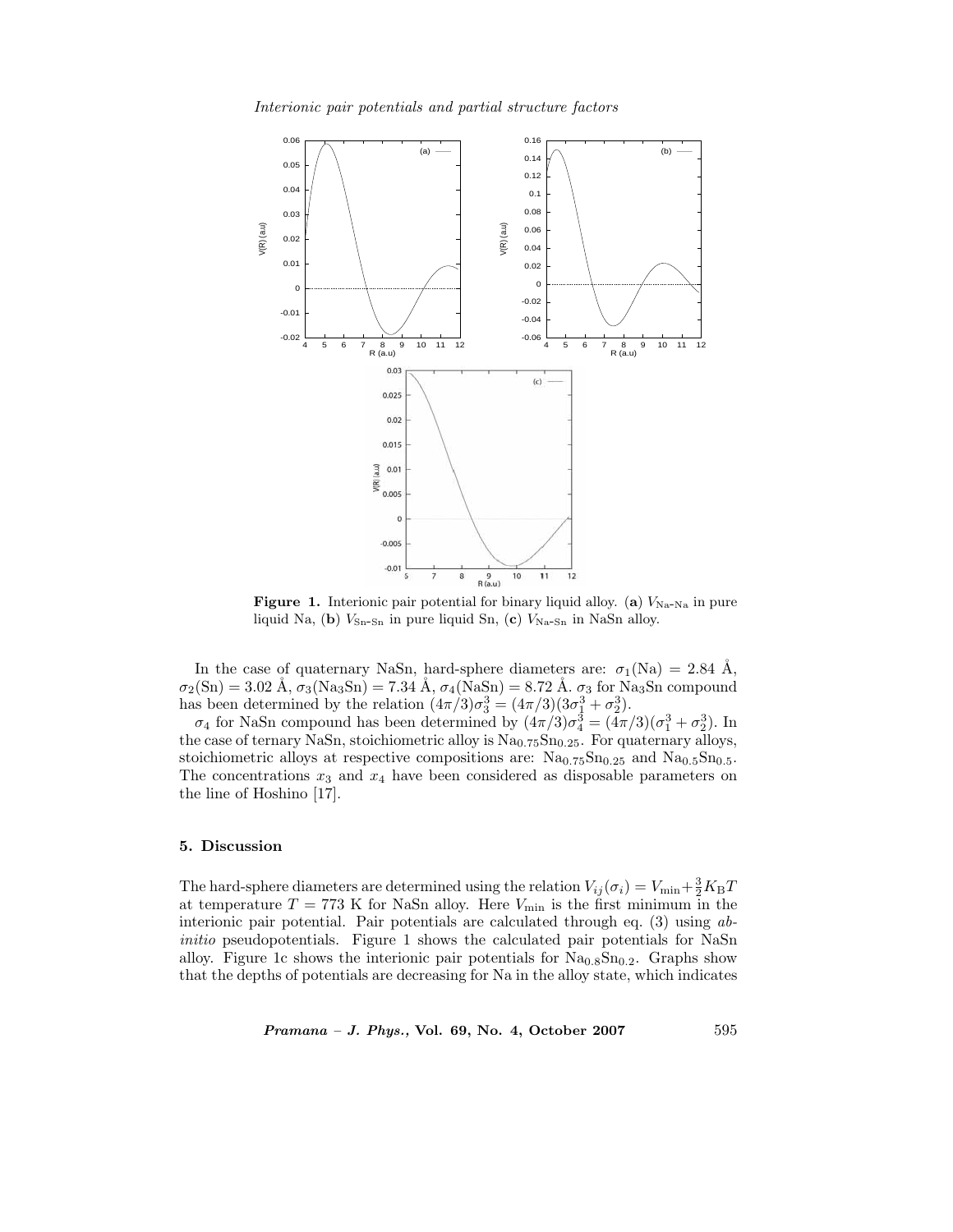(a)

V(R) (a.u)

R (a.u)

0.06
0.05
0.04
0.03
0.02
0.01
0
-0.01
-0.02

4 5 6 7 8 9 10 11 12

(b)

V(R) (a.u)

R (a.u)

0.16
0.14
0.12
0.1
0.08
0.06
0.04
0.02
0
-0.02
-0.04
-0.06

4 5 6 7 8 9 10 11 12

(c)

V(R) (a.u)

R (a.u)

0.03
0.025
0.02
0.015
0.01
0.005
0
-0.005
-0.01

5 7 8 9 10 11 12

**Figure 1.** Interionic pair potential for binary liquid alloy. (**a**) $V_{\text{Na-Na}}$ in pure liquid Na, (**b**) $V_{\text{Sn-Sn}}$ in pure liquid Sn, (**c**) $V_{\text{Na-Sn}}$ in NaSn alloy.

In the case of quaternary NaSn, hard-sphere diameters are: $\sigma_1(\text{Na}) = 2.84$ Å, $\sigma_2(\text{Sn}) = 3.02$ Å, $\sigma_3(\text{Na}_3\text{Sn}) = 7.34$ Å, $\sigma_4(\text{NaSn}) = 8.72$ Å. $\sigma_3$ for $Na_3Sn$ compound has been determined by the relation $(4\pi/3)\sigma_3^3 = (4\pi/3)(3\sigma_1^3 + \sigma_2^3)$.

$\sigma_4$ for NaSn compound has been determined by $(4\pi/3)\sigma_4^3 = (4\pi/3)(\sigma_1^3 + \sigma_2^3)$. In the case of ternary NaSn, stoichiometric alloy is $Na_{0.75}Sn_{0.25}$. For quaternary alloys, stoichiometric alloys at respective compositions are: $Na_{0.75}Sn_{0.25}$ and $Na_{0.5}Sn_{0.5}$. The concentrations $x_3$ and $x_4$ have been considered as disposable parameters on the line of Hoshino [17].

## 5. Discussion

The hard-sphere diameters are determined using the relation $V_{ij}(\sigma_i) = V_{\min} + \frac{3}{2}K_{\text{B}}T$ at temperature $T = 773$ K for NaSn alloy. Here $V_{\min}$ is the first minimum in the interionic pair potential. Pair potentials are calculated through eq. (3) using *ab-initio* pseudopotentials. Figure 1 shows the calculated pair potentials for NaSn alloy. Figure 1c shows the interionic pair potentials for $Na_{0.8}Sn_{0.2}$. Graphs show that the depths of potentials are decreasing for Na in the alloy state, which indicates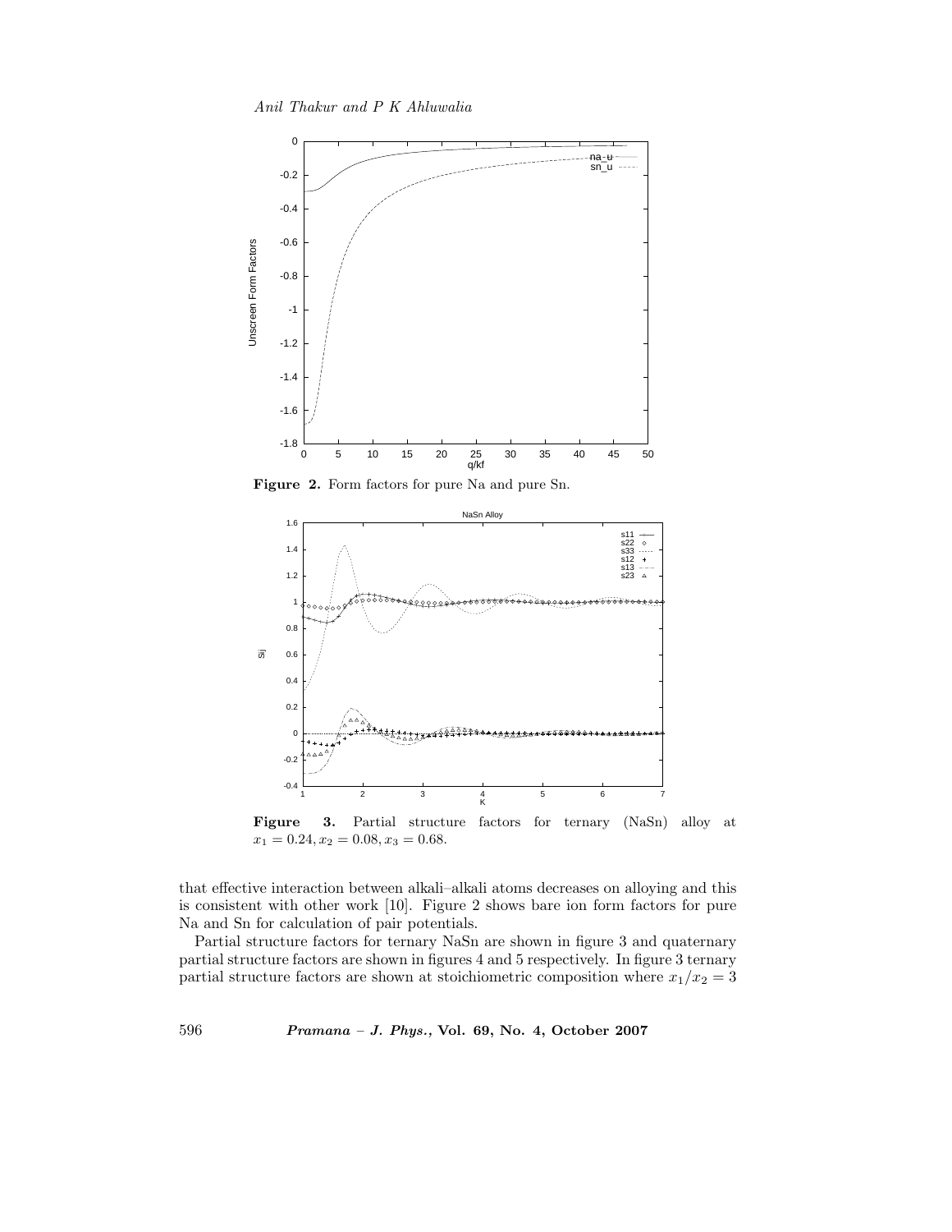0
-0.2
-0.4
-0.6
-0.8
-1
-1.2
-1.4
-1.6
-1.8

0 5 10 15 20 25 30 35 40 45 50

q/kf

Unscreen Form Factors

na_u
sn_u

**Figure 2.** Form factors for pure Na and pure Sn.

NaSn Alloy

1.6
1.4
1.2
1
0.8
0.6
0.4
0.2
0
-0.2
-0.4

1 2 3 4 5 6 7

K

Sij

s11
s22
s33
s12
s13
s23

**Figure 3.** Partial structure factors for ternary (NaSn) alloy at $x_1 = 0.24, x_2 = 0.08, x_3 = 0.68$.

that effective interaction between alkali–alkali atoms decreases on alloying and this is consistent with other work [10]. Figure 2 shows bare ion form factors for pure Na and Sn for calculation of pair potentials.

Partial structure factors for ternary NaSn are shown in figure 3 and quaternary partial structure factors are shown in figures 4 and 5 respectively. In figure 3 ternary partial structure factors are shown at stoichiometric composition where $x_1/x_2 = 3$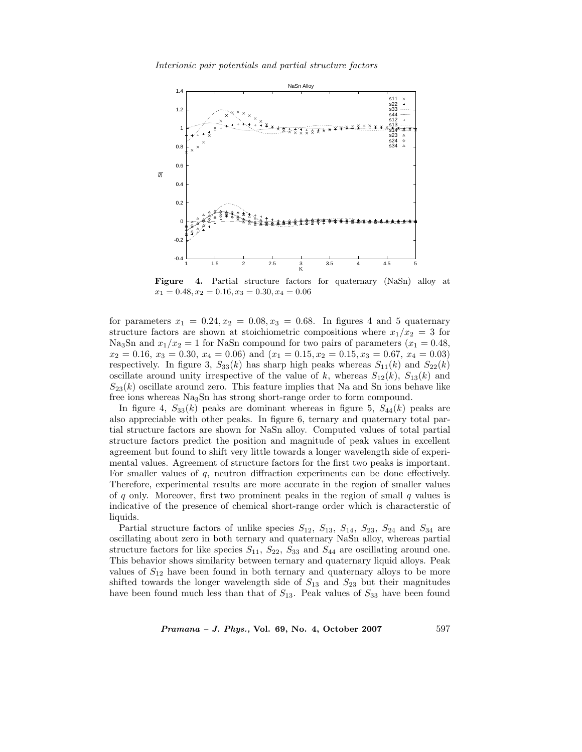NaSn Alloy

1.4
1.2
1
0.8
0.6
0.4
0.2
0
-0.2
-0.4

Sij

1 1.5 2 2.5 3 3.5 4 4.5 5

K

s11
s22
s33
s44
s12
s13
s14
s23
s24
s34

**Figure 4.** Partial structure factors for quaternary (NaSn) alloy at $x_1 = 0.48, x_2 = 0.16, x_3 = 0.30, x_4 = 0.06$

for parameters $x_1 = 0.24, x_2 = 0.08, x_3 = 0.68$. In figures 4 and 5 quaternary structure factors are shown at stoichiometric compositions where $x_1/x_2 = 3$ for $Na_3Sn$ and $x_1/x_2 = 1$ for NaSn compound for two pairs of parameters ($x_1 = 0.48$, $x_2 = 0.16$, $x_3 = 0.30$, $x_4 = 0.06$) and ($x_1 = 0.15, x_2 = 0.15, x_3 = 0.67$, $x_4 = 0.03$) respectively. In figure 3, $S_{33}(k)$ has sharp high peaks whereas $S_{11}(k)$ and $S_{22}(k)$ oscillate around unity irrespective of the value of $k$, whereas $S_{12}(k)$, $S_{13}(k)$ and $S_{23}(k)$ oscillate around zero. This feature implies that Na and Sn ions behave like free ions whereas $Na_3Sn$ has strong short-range order to form compound.

In figure 4, $S_{33}(k)$ peaks are dominant whereas in figure 5, $S_{44}(k)$ peaks are also appreciable with other peaks. In figure 6, ternary and quaternary total partial structure factors are shown for NaSn alloy. Computed values of total partial structure factors predict the position and magnitude of peak values in excellent agreement but found to shift very little towards a longer wavelength side of experimental values. Agreement of structure factors for the first two peaks is important. For smaller values of $q$, neutron diffraction experiments can be done effectively. Therefore, experimental results are more accurate in the region of smaller values of $q$ only. Moreover, first two prominent peaks in the region of small $q$ values is indicative of the presence of chemical short-range order which is characterstic of liquids.

Partial structure factors of unlike species $S_{12}$, $S_{13}$, $S_{14}$, $S_{23}$, $S_{24}$ and $S_{34}$ are oscillating about zero in both ternary and quaternary NaSn alloy, whereas partial structure factors for like species $S_{11}$, $S_{22}$, $S_{33}$ and $S_{44}$ are oscillating around one. This behavior shows similarity between ternary and quaternary liquid alloys. Peak values of $S_{12}$ have been found in both ternary and quaternary alloys to be more shifted towards the longer wavelength side of $S_{13}$ and $S_{23}$ but their magnitudes have been found much less than that of $S_{13}$. Peak values of $S_{33}$ have been found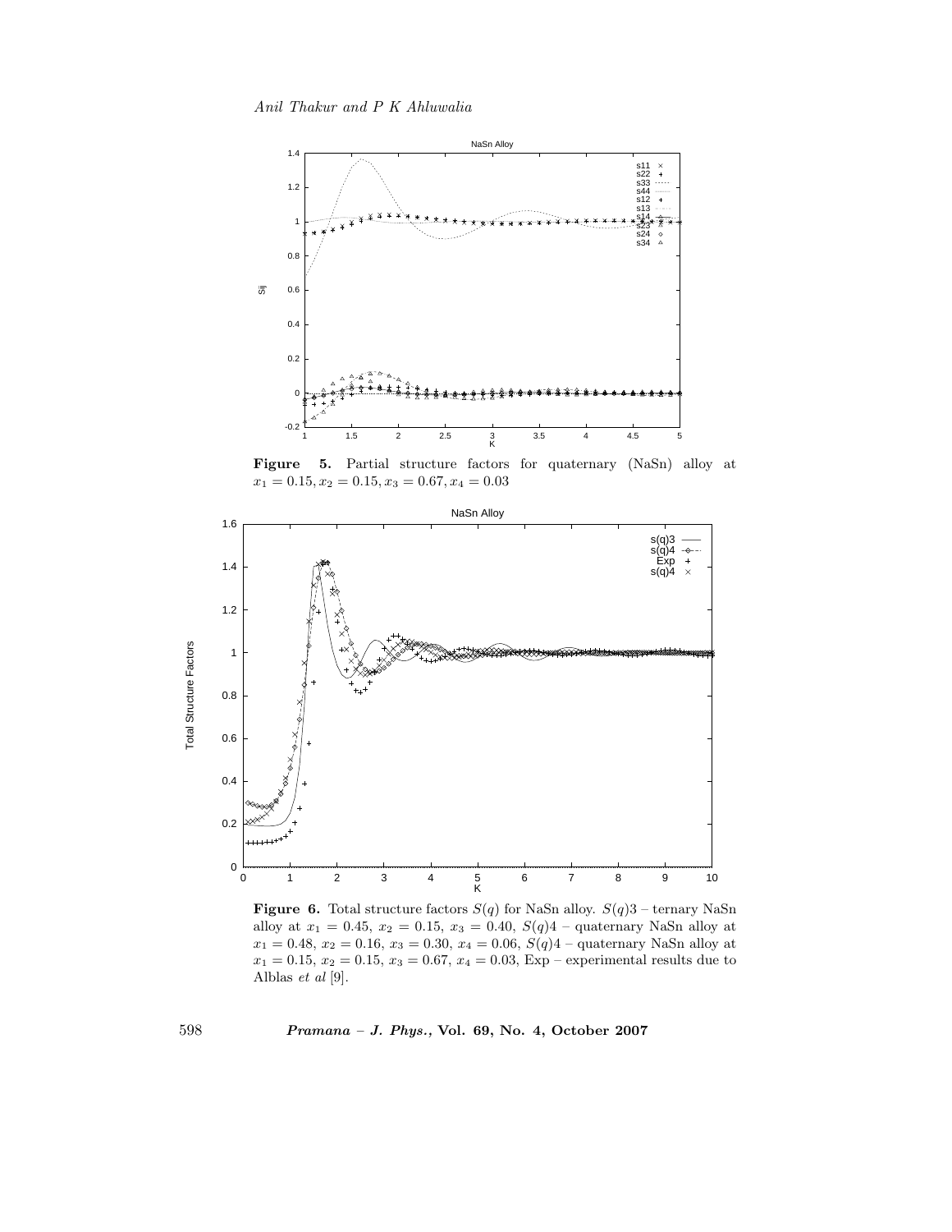NaSn Alloy

s11 ×
s22 +
s33
s44
s12
s13
s14
s23
s24
s34

Sij

K

**Figure 5.** Partial structure factors for quaternary (NaSn) alloy at $x_1 = 0.15, x_2 = 0.15, x_3 = 0.67, x_4 = 0.03$

NaSn Alloy

s(q)3
s(q)4
Exp
s(q)4

Total Structure Factors

K

**Figure 6.** Total structure factors $S(q)$ for NaSn alloy. $S(q)3$ – ternary NaSn alloy at $x_1 = 0.45$, $x_2 = 0.15$, $x_3 = 0.40$, $S(q)4$ – quaternary NaSn alloy at $x_1 = 0.48$, $x_2 = 0.16$, $x_3 = 0.30$, $x_4 = 0.06$, $S(q)4$ – quaternary NaSn alloy at $x_1 = 0.15$, $x_2 = 0.15$, $x_3 = 0.67$, $x_4 = 0.03$, Exp – experimental results due to Alblas *et al* [9].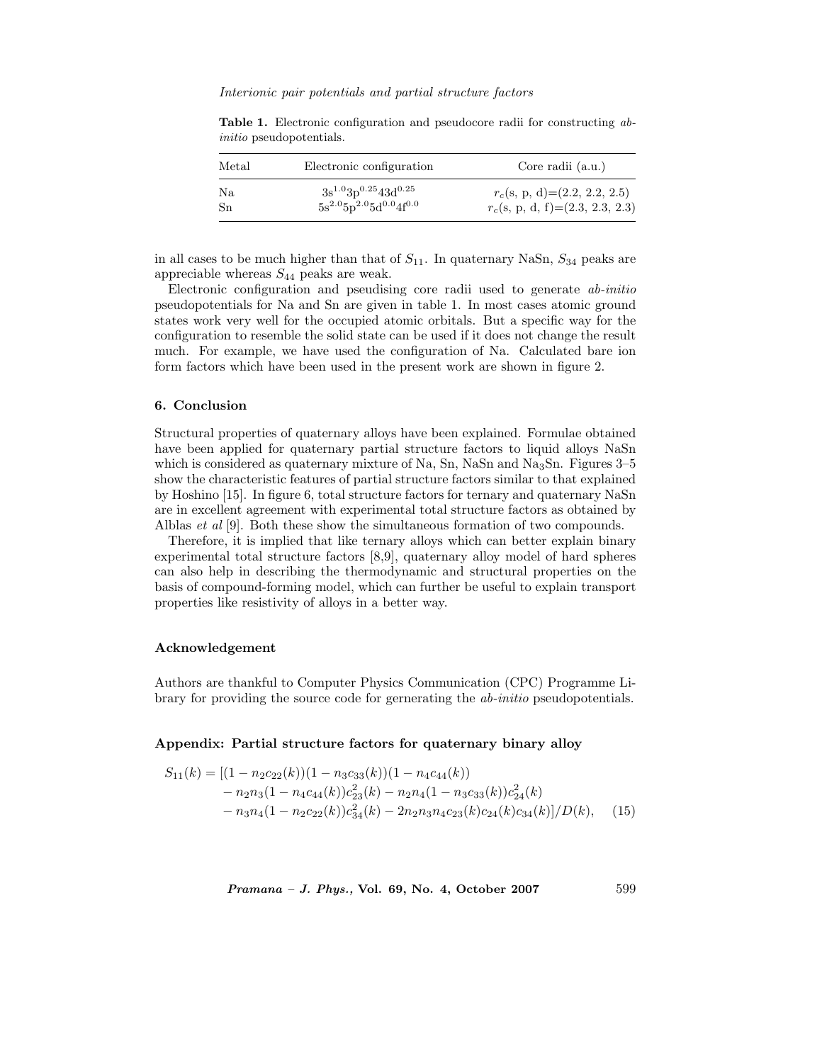**Table 1.** Electronic configuration and pseudocore radii for constructing *ab-initio* pseudopotentials.

| Metal | Electronic configuration | Core radii (a.u.) |
|---|---|---|
| Na | $3s^{1.0}3p^{0.25}43d^{0.25}$ | $r_c$(s, p, d)=(2.2, 2.2, 2.5) |
| Sn | $5s^{2.0}5p^{2.0}5d^{0.0}4f^{0.0}$ | $r_c$(s, p, d, f)=(2.3, 2.3, 2.3) |

in all cases to be much higher than that of $S_{11}$. In quaternary NaSn, $S_{34}$ peaks are appreciable whereas $S_{44}$ peaks are weak.

Electronic configuration and pseudising core radii used to generate *ab-initio* pseudopotentials for Na and Sn are given in table 1. In most cases atomic ground states work very well for the occupied atomic orbitals. But a specific way for the configuration to resemble the solid state can be used if it does not change the result much. For example, we have used the configuration of Na. Calculated bare ion form factors which have been used in the present work are shown in figure 2.

## 6. Conclusion

Structural properties of quaternary alloys have been explained. Formulae obtained have been applied for quaternary partial structure factors to liquid alloys NaSn which is considered as quaternary mixture of Na, Sn, NaSn and $Na_3Sn$. Figures 3–5 show the characteristic features of partial structure factors similar to that explained by Hoshino [15]. In figure 6, total structure factors for ternary and quaternary NaSn are in excellent agreement with experimental total structure factors as obtained by Alblas *et al* [9]. Both these show the simultaneous formation of two compounds.

Therefore, it is implied that like ternary alloys which can better explain binary experimental total structure factors [8,9], quaternary alloy model of hard spheres can also help in describing the thermodynamic and structural properties on the basis of compound-forming model, which can further be useful to explain transport properties like resistivity of alloys in a better way.

### Acknowledgement

Authors are thankful to Computer Physics Communication (CPC) Programme Library for providing the source code for gernerating the *ab-initio* pseudopotentials.

### Appendix: Partial structure factors for quaternary binary alloy

$$\begin{aligned}
S_{11}(k) = [&(1 - n_2c_{22}(k))(1 - n_3c_{33}(k))(1 - n_4c_{44}(k)) \\
&- n_2n_3(1 - n_4c_{44}(k))c_{23}^2(k) - n_2n_4(1 - n_3c_{33}(k))c_{24}^2(k) \\
&- n_3n_4(1 - n_2c_{22}(k))c_{34}^2(k) - 2n_2n_3n_4c_{23}(k)c_{24}(k)c_{34}(k)]/D(k), \quad (15)
\end{aligned}$$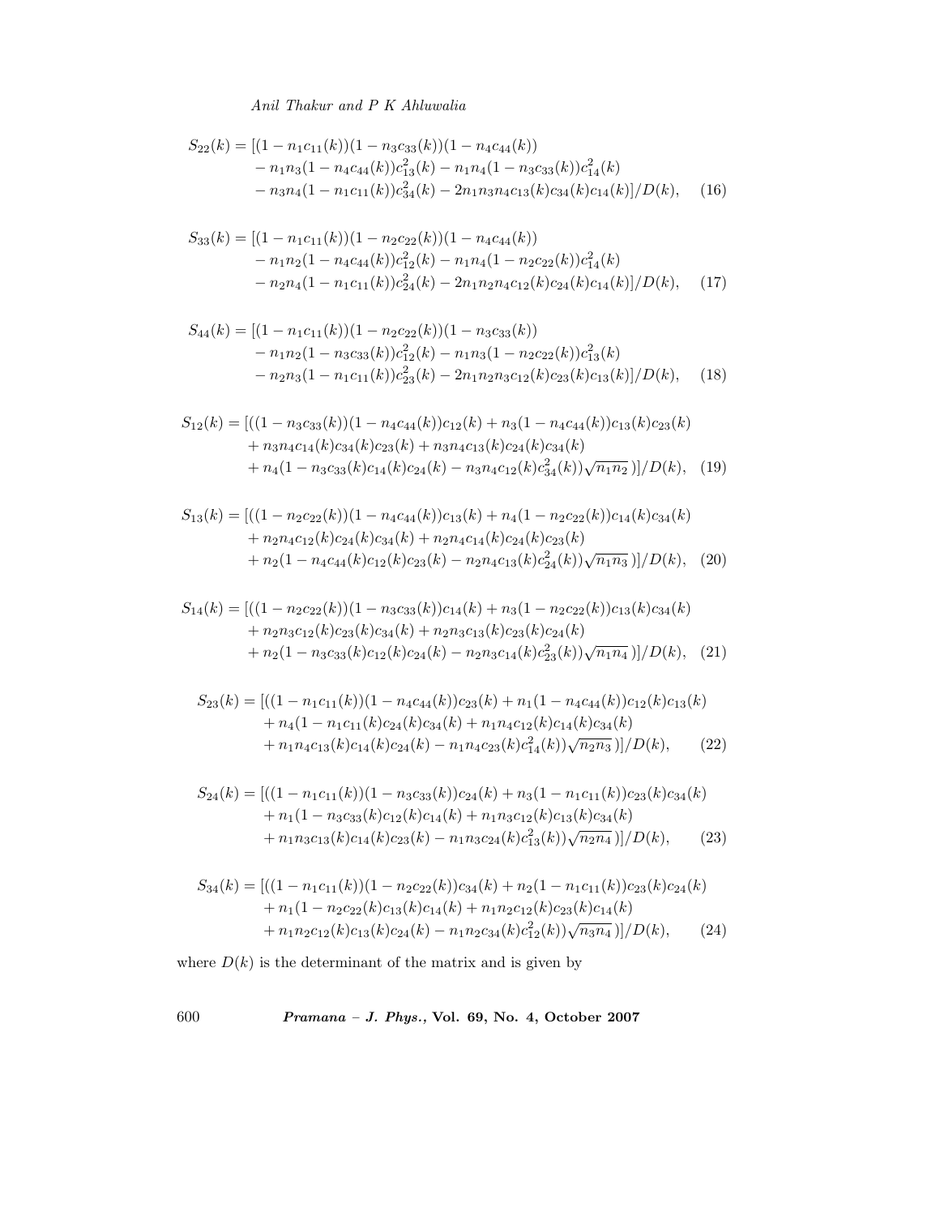$$
\begin{aligned}
S_{22}(k) = [&(1 - n_1 c_{11}(k))(1 - n_3 c_{33}(k))(1 - n_4 c_{44}(k)) \\
&- n_1 n_3 (1 - n_4 c_{44}(k)) c_{13}^2(k) - n_1 n_4 (1 - n_3 c_{33}(k)) c_{14}^2(k) \\
&- n_3 n_4 (1 - n_1 c_{11}(k)) c_{34}^2(k) - 2 n_1 n_3 n_4 c_{13}(k) c_{34}(k) c_{14}(k)]/D(k), \qquad (16)
\end{aligned}
$$

$$
\begin{aligned}
S_{33}(k) = [&(1 - n_1 c_{11}(k))(1 - n_2 c_{22}(k))(1 - n_4 c_{44}(k)) \\
&- n_1 n_2 (1 - n_4 c_{44}(k)) c_{12}^2(k) - n_1 n_4 (1 - n_2 c_{22}(k)) c_{14}^2(k) \\
&- n_2 n_4 (1 - n_1 c_{11}(k)) c_{24}^2(k) - 2 n_1 n_2 n_4 c_{12}(k) c_{24}(k) c_{14}(k)]/D(k), \qquad (17)
\end{aligned}
$$

$$
\begin{aligned}
S_{44}(k) = [&(1 - n_1 c_{11}(k))(1 - n_2 c_{22}(k))(1 - n_3 c_{33}(k)) \\
&- n_1 n_2 (1 - n_3 c_{33}(k)) c_{12}^2(k) - n_1 n_3 (1 - n_2 c_{22}(k)) c_{13}^2(k) \\
&- n_2 n_3 (1 - n_1 c_{11}(k)) c_{23}^2(k) - 2 n_1 n_2 n_3 c_{12}(k) c_{23}(k) c_{13}(k)]/D(k), \qquad (18)
\end{aligned}
$$

$$
\begin{aligned}
S_{12}(k) = [&((1 - n_3 c_{33}(k))(1 - n_4 c_{44}(k)) c_{12}(k) + n_3 (1 - n_4 c_{44}(k)) c_{13}(k) c_{23}(k) \\
&+ n_3 n_4 c_{14}(k) c_{34}(k) c_{23}(k) + n_3 n_4 c_{13}(k) c_{24}(k) c_{34}(k) \\
&+ n_4 (1 - n_3 c_{33}(k) c_{14}(k) c_{24}(k) - n_3 n_4 c_{12}(k) c_{34}^2(k)) \sqrt{n_1 n_2}\,)]/D(k), \qquad (19)
\end{aligned}
$$

$$
\begin{aligned}
S_{13}(k) = [&((1 - n_2 c_{22}(k))(1 - n_4 c_{44}(k)) c_{13}(k) + n_4 (1 - n_2 c_{22}(k)) c_{14}(k) c_{34}(k) \\
&+ n_2 n_4 c_{12}(k) c_{24}(k) c_{34}(k) + n_2 n_4 c_{14}(k) c_{24}(k) c_{23}(k) \\
&+ n_2 (1 - n_4 c_{44}(k) c_{12}(k) c_{23}(k) - n_2 n_4 c_{13}(k) c_{24}^2(k)) \sqrt{n_1 n_3}\,)]/D(k), \qquad (20)
\end{aligned}
$$

$$
\begin{aligned}
S_{14}(k) = [&((1 - n_2 c_{22}(k))(1 - n_3 c_{33}(k)) c_{14}(k) + n_3 (1 - n_2 c_{22}(k)) c_{13}(k) c_{34}(k) \\
&+ n_2 n_3 c_{12}(k) c_{23}(k) c_{34}(k) + n_2 n_3 c_{13}(k) c_{23}(k) c_{24}(k) \\
&+ n_2 (1 - n_3 c_{33}(k) c_{12}(k) c_{24}(k) - n_2 n_3 c_{14}(k) c_{23}^2(k)) \sqrt{n_1 n_4}\,)]/D(k), \qquad (21)
\end{aligned}
$$

$$
\begin{aligned}
S_{23}(k) = [&((1 - n_1 c_{11}(k))(1 - n_4 c_{44}(k)) c_{23}(k) + n_1 (1 - n_4 c_{44}(k)) c_{12}(k) c_{13}(k) \\
&+ n_4 (1 - n_1 c_{11}(k) c_{24}(k) c_{34}(k) + n_1 n_4 c_{12}(k) c_{14}(k) c_{34}(k) \\
&+ n_1 n_4 c_{13}(k) c_{14}(k) c_{24}(k) - n_1 n_4 c_{23}(k) c_{14}^2(k)) \sqrt{n_2 n_3}\,)]/D(k), \qquad (22)
\end{aligned}
$$

$$
\begin{aligned}
S_{24}(k) = [&((1 - n_1 c_{11}(k))(1 - n_3 c_{33}(k)) c_{24}(k) + n_3 (1 - n_1 c_{11}(k)) c_{23}(k) c_{34}(k) \\
&+ n_1 (1 - n_3 c_{33}(k) c_{12}(k) c_{14}(k) + n_1 n_3 c_{12}(k) c_{13}(k) c_{34}(k) \\
&+ n_1 n_3 c_{13}(k) c_{14}(k) c_{23}(k) - n_1 n_3 c_{24}(k) c_{13}^2(k)) \sqrt{n_2 n_4}\,)]/D(k), \qquad (23)
\end{aligned}
$$

$$
\begin{aligned}
S_{34}(k) = [&((1 - n_1 c_{11}(k))(1 - n_2 c_{22}(k)) c_{34}(k) + n_2 (1 - n_1 c_{11}(k)) c_{23}(k) c_{24}(k) \\
&+ n_1 (1 - n_2 c_{22}(k) c_{13}(k) c_{14}(k) + n_1 n_2 c_{12}(k) c_{23}(k) c_{14}(k) \\
&+ n_1 n_2 c_{12}(k) c_{13}(k) c_{24}(k) - n_1 n_2 c_{34}(k) c_{12}^2(k)) \sqrt{n_3 n_4}\,)]/D(k), \qquad (24)
\end{aligned}
$$

where $D(k)$ is the determinant of the matrix and is given by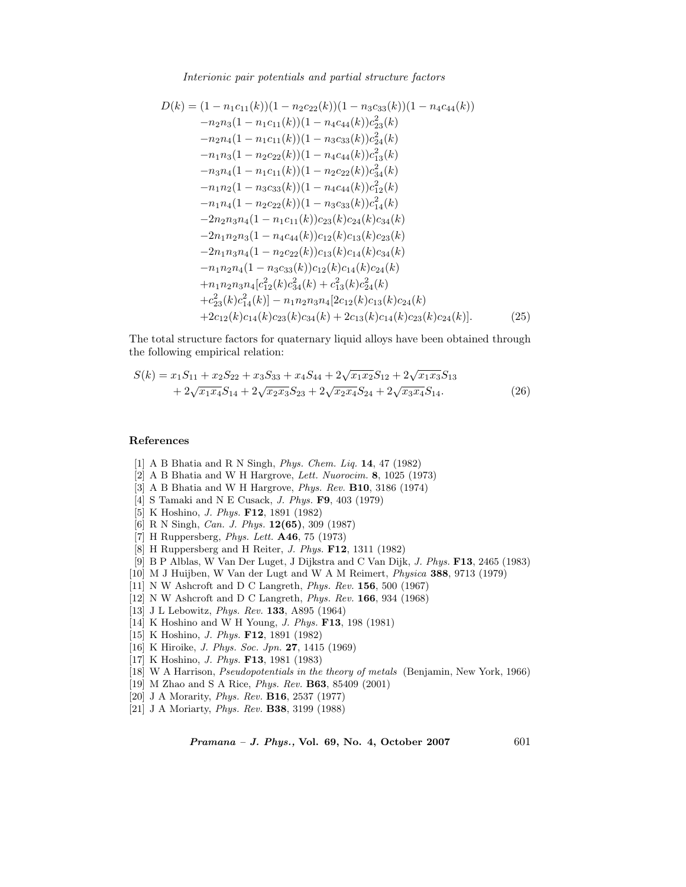$$
\begin{aligned}
D(k) = & (1 - n_1 c_{11}(k))(1 - n_2 c_{22}(k))(1 - n_3 c_{33}(k))(1 - n_4 c_{44}(k)) \\
& - n_2 n_3 (1 - n_1 c_{11}(k))(1 - n_4 c_{44}(k)) c_{23}^2(k) \\
& - n_2 n_4 (1 - n_1 c_{11}(k))(1 - n_3 c_{33}(k)) c_{24}^2(k) \\
& - n_1 n_3 (1 - n_2 c_{22}(k))(1 - n_4 c_{44}(k)) c_{13}^2(k) \\
& - n_3 n_4 (1 - n_1 c_{11}(k))(1 - n_2 c_{22}(k)) c_{34}^2(k) \\
& - n_1 n_2 (1 - n_3 c_{33}(k))(1 - n_4 c_{44}(k)) c_{12}^2(k) \\
& - n_1 n_4 (1 - n_2 c_{22}(k))(1 - n_3 c_{33}(k)) c_{14}^2(k) \\
& - 2 n_2 n_3 n_4 (1 - n_1 c_{11}(k)) c_{23}(k) c_{24}(k) c_{34}(k) \\
& - 2 n_1 n_2 n_3 (1 - n_4 c_{44}(k)) c_{12}(k) c_{13}(k) c_{23}(k) \\
& - 2 n_1 n_3 n_4 (1 - n_2 c_{22}(k)) c_{13}(k) c_{14}(k) c_{34}(k) \\
& - n_1 n_2 n_4 (1 - n_3 c_{33}(k)) c_{12}(k) c_{14}(k) c_{24}(k) \\
& + n_1 n_2 n_3 n_4 [c_{12}^2(k) c_{34}^2(k) + c_{13}^2(k) c_{24}^2(k) \\
& + c_{23}^2(k) c_{14}^2(k)] - n_1 n_2 n_3 n_4 [2 c_{12}(k) c_{13}(k) c_{24}(k) \\
& + 2 c_{12}(k) c_{14}(k) c_{23}(k) c_{34}(k) + 2 c_{13}(k) c_{14}(k) c_{23}(k) c_{24}(k)]. \qquad (25)
\end{aligned}
$$

The total structure factors for quaternary liquid alloys have been obtained through the following empirical relation:

$$
\begin{aligned}
S(k) = & x_1 S_{11} + x_2 S_{22} + x_3 S_{33} + x_4 S_{44} + 2\sqrt{x_1 x_2} S_{12} + 2\sqrt{x_1 x_3} S_{13} \\
& + 2\sqrt{x_1 x_4} S_{14} + 2\sqrt{x_2 x_3} S_{23} + 2\sqrt{x_2 x_4} S_{24} + 2\sqrt{x_3 x_4} S_{14}. \qquad (26)
\end{aligned}
$$

## References

[1] A B Bhatia and R N Singh, *Phys. Chem. Liq.* **14**, 47 (1982)
[2] A B Bhatia and W H Hargrove, *Lett. Nuorocim.* **8**, 1025 (1973)
[3] A B Bhatia and W H Hargrove, *Phys. Rev.* **B10**, 3186 (1974)
[4] S Tamaki and N E Cusack, *J. Phys.* **F9**, 403 (1979)
[5] K Hoshino, *J. Phys.* **F12**, 1891 (1982)
[6] R N Singh, *Can. J. Phys.* **12(65)**, 309 (1987)
[7] H Ruppersberg, *Phys. Lett.* **A46**, 75 (1973)
[8] H Ruppersberg and H Reiter, *J. Phys.* **F12**, 1311 (1982)
[9] B P Alblas, W Van Der Luget, J Dijkstra and C Van Dijk, *J. Phys.* **F13**, 2465 (1983)
[10] M J Huijben, W Van der Lugt and W A M Reimert, *Physica* **388**, 9713 (1979)
[11] N W Ashcroft and D C Langreth, *Phys. Rev.* **156**, 500 (1967)
[12] N W Ashcroft and D C Langreth, *Phys. Rev.* **166**, 934 (1968)
[13] J L Lebowitz, *Phys. Rev.* **133**, A895 (1964)
[14] K Hoshino and W H Young, *J. Phys.* **F13**, 198 (1981)
[15] K Hoshino, *J. Phys.* **F12**, 1891 (1982)
[16] K Hiroike, *J. Phys. Soc. Jpn.* **27**, 1415 (1969)
[17] K Hoshino, *J. Phys.* **F13**, 1981 (1983)
[18] W A Harrison, *Pseudopotentials in the theory of metals* (Benjamin, New York, 1966)
[19] M Zhao and S A Rice, *Phys. Rev.* **B63**, 85409 (2001)
[20] J A Morarity, *Phys. Rev.* **B16**, 2537 (1977)
[21] J A Moriarty, *Phys. Rev.* **B38**, 3199 (1988)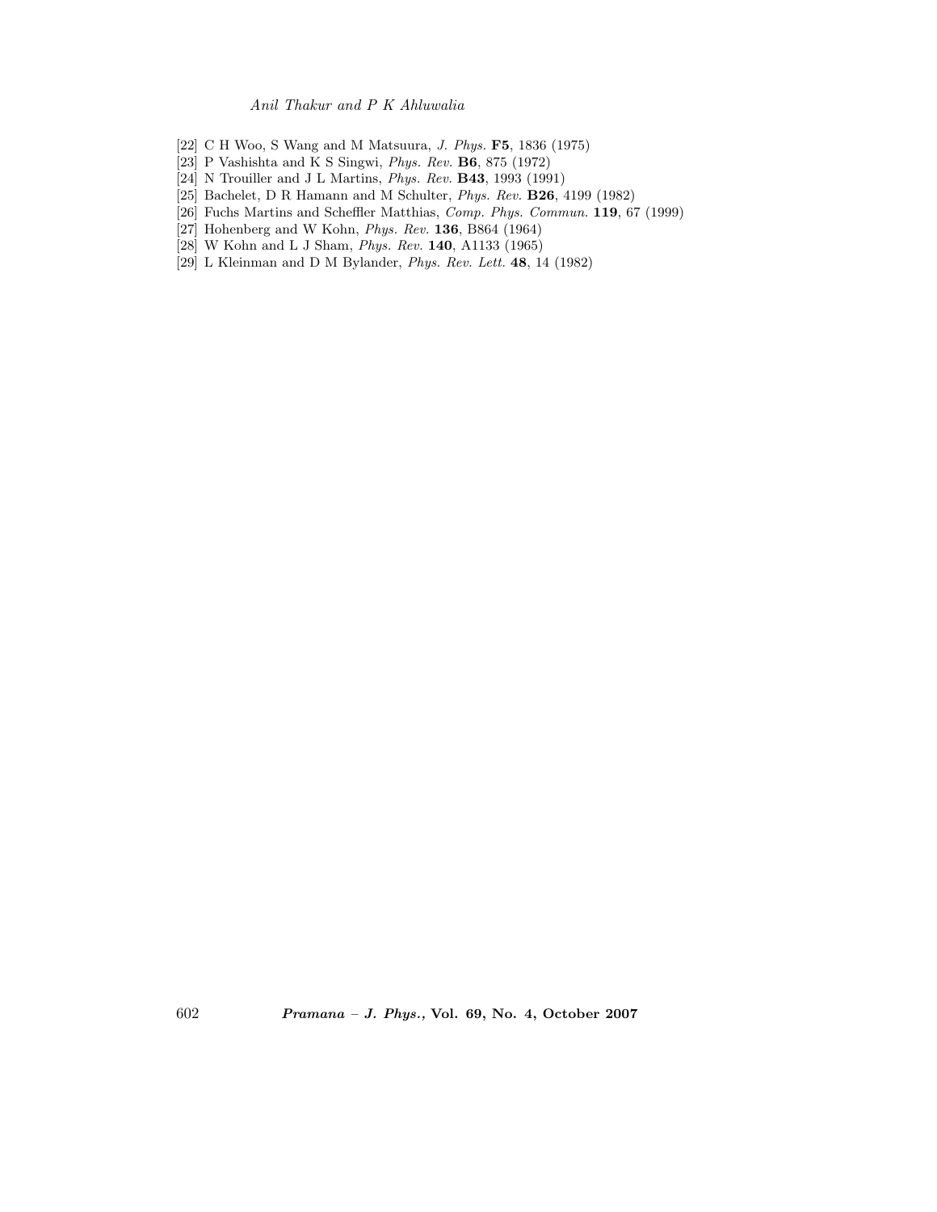[22] C H Woo, S Wang and M Matsuura, *J. Phys.* **F5**, 1836 (1975)
[23] P Vashishta and K S Singwi, *Phys. Rev.* **B6**, 875 (1972)
[24] N Trouiller and J L Martins, *Phys. Rev.* **B43**, 1993 (1991)
[25] Bachelet, D R Hamann and M Schulter, *Phys. Rev.* **B26**, 4199 (1982)
[26] Fuchs Martins and Scheffler Matthias, *Comp. Phys. Commun.* **119**, 67 (1999)
[27] Hohenberg and W Kohn, *Phys. Rev.* **136**, B864 (1964)
[28] W Kohn and L J Sham, *Phys. Rev.* **140**, A1133 (1965)
[29] L Kleinman and D M Bylander, *Phys. Rev. Lett.* **48**, 14 (1982)